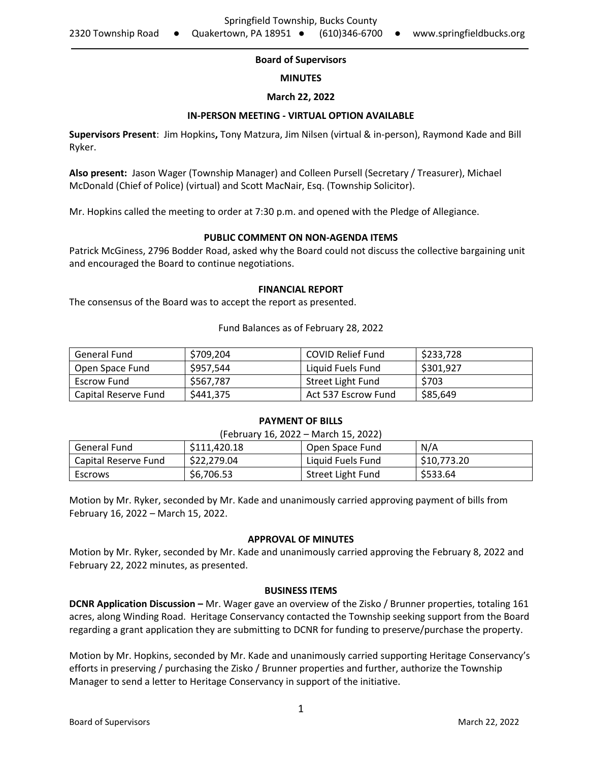Springfield Township, Bucks County
2320 Township Road • Quakertown, PA 18951 • (610)346-6700 • www.springfieldbucks.org

## Board of Supervisors

## MINUTES

## March 22, 2022

### IN-PERSON MEETING - VIRTUAL OPTION AVAILABLE

**Supervisors Present**: Jim Hopkins**,** Tony Matzura, Jim Nilsen (virtual & in-person), Raymond Kade and Bill Ryker.

**Also present:** Jason Wager (Township Manager) and Colleen Pursell (Secretary / Treasurer), Michael McDonald (Chief of Police) (virtual) and Scott MacNair, Esq. (Township Solicitor).

Mr. Hopkins called the meeting to order at 7:30 p.m. and opened with the Pledge of Allegiance.

### PUBLIC COMMENT ON NON-AGENDA ITEMS

Patrick McGiness, 2796 Bodder Road, asked why the Board could not discuss the collective bargaining unit and encouraged the Board to continue negotiations.

### FINANCIAL REPORT

The consensus of the Board was to accept the report as presented.

Fund Balances as of February 28, 2022

| General Fund | $709,204 | COVID Relief Fund | $233,728 |
|---|---|---|---|
| Open Space Fund | $957,544 | Liquid Fuels Fund | $301,927 |
| Escrow Fund | $567,787 | Street Light Fund | $703 |
| Capital Reserve Fund | $441,375 | Act 537 Escrow Fund | $85,649 |

### PAYMENT OF BILLS

(February 16, 2022 – March 15, 2022)

| General Fund | $111,420.18 | Open Space Fund | N/A |
|---|---|---|---|
| Capital Reserve Fund | $22,279.04 | Liquid Fuels Fund | $10,773.20 |
| Escrows | $6,706.53 | Street Light Fund | $533.64 |

Motion by Mr. Ryker, seconded by Mr. Kade and unanimously carried approving payment of bills from February 16, 2022 – March 15, 2022.

### APPROVAL OF MINUTES

Motion by Mr. Ryker, seconded by Mr. Kade and unanimously carried approving the February 8, 2022 and February 22, 2022 minutes, as presented.

### BUSINESS ITEMS

**DCNR Application Discussion –** Mr. Wager gave an overview of the Zisko / Brunner properties, totaling 161 acres, along Winding Road. Heritage Conservancy contacted the Township seeking support from the Board regarding a grant application they are submitting to DCNR for funding to preserve/purchase the property.

Motion by Mr. Hopkins, seconded by Mr. Kade and unanimously carried supporting Heritage Conservancy's efforts in preserving / purchasing the Zisko / Brunner properties and further, authorize the Township Manager to send a letter to Heritage Conservancy in support of the initiative.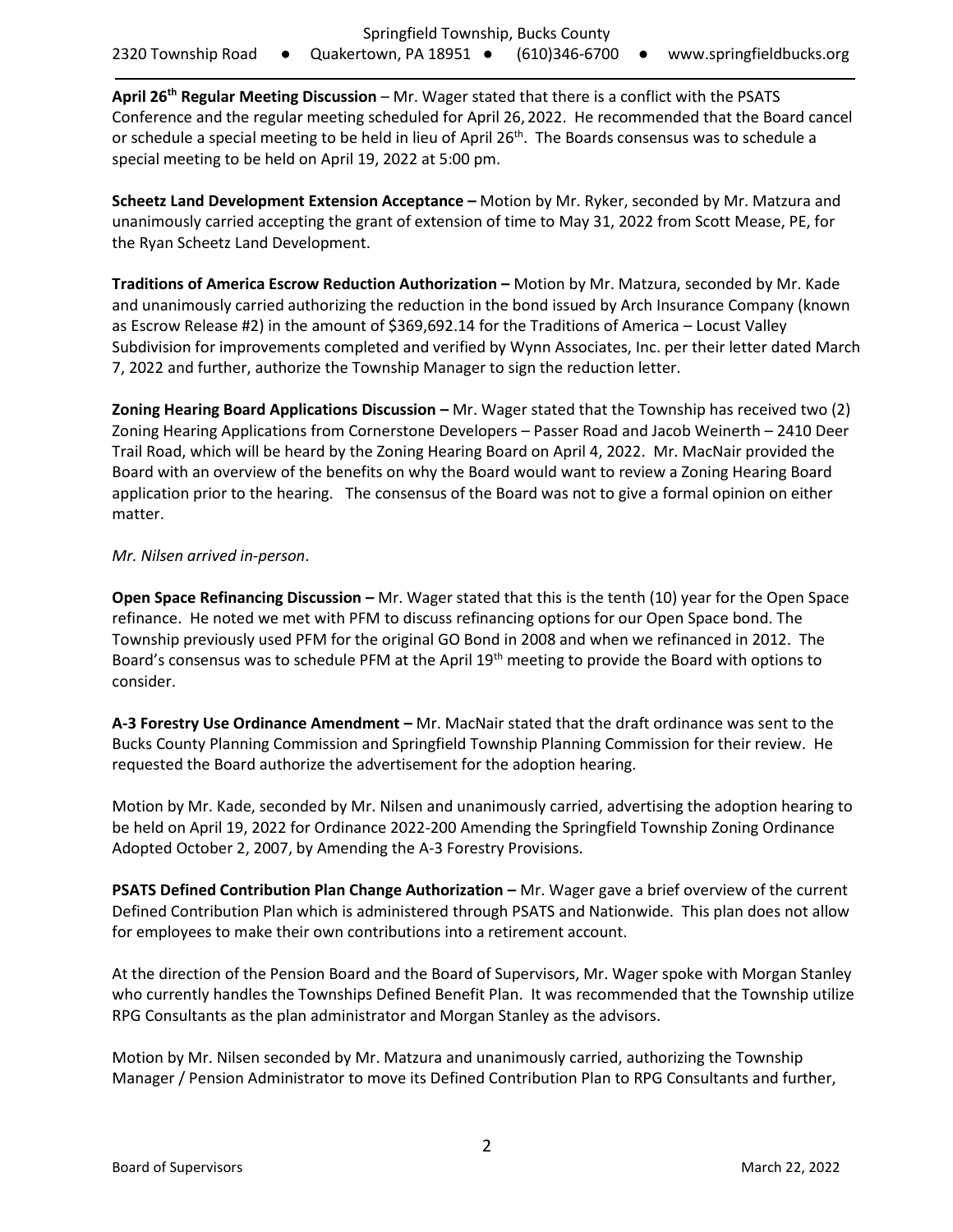**April 26th Regular Meeting Discussion** – Mr. Wager stated that there is a conflict with the PSATS Conference and the regular meeting scheduled for April 26, 2022. He recommended that the Board cancel or schedule a special meeting to be held in lieu of April 26th. The Boards consensus was to schedule a special meeting to be held on April 19, 2022 at 5:00 pm.

**Scheetz Land Development Extension Acceptance –** Motion by Mr. Ryker, seconded by Mr. Matzura and unanimously carried accepting the grant of extension of time to May 31, 2022 from Scott Mease, PE, for the Ryan Scheetz Land Development.

**Traditions of America Escrow Reduction Authorization –** Motion by Mr. Matzura, seconded by Mr. Kade and unanimously carried authorizing the reduction in the bond issued by Arch Insurance Company (known as Escrow Release #2) in the amount of $369,692.14 for the Traditions of America – Locust Valley Subdivision for improvements completed and verified by Wynn Associates, Inc. per their letter dated March 7, 2022 and further, authorize the Township Manager to sign the reduction letter.

**Zoning Hearing Board Applications Discussion –** Mr. Wager stated that the Township has received two (2) Zoning Hearing Applications from Cornerstone Developers – Passer Road and Jacob Weinerth – 2410 Deer Trail Road, which will be heard by the Zoning Hearing Board on April 4, 2022. Mr. MacNair provided the Board with an overview of the benefits on why the Board would want to review a Zoning Hearing Board application prior to the hearing. The consensus of the Board was not to give a formal opinion on either matter.

*Mr. Nilsen arrived in-person.*

**Open Space Refinancing Discussion –** Mr. Wager stated that this is the tenth (10) year for the Open Space refinance. He noted we met with PFM to discuss refinancing options for our Open Space bond. The Township previously used PFM for the original GO Bond in 2008 and when we refinanced in 2012. The Board's consensus was to schedule PFM at the April 19th meeting to provide the Board with options to consider.

**A-3 Forestry Use Ordinance Amendment –** Mr. MacNair stated that the draft ordinance was sent to the Bucks County Planning Commission and Springfield Township Planning Commission for their review. He requested the Board authorize the advertisement for the adoption hearing.

Motion by Mr. Kade, seconded by Mr. Nilsen and unanimously carried, advertising the adoption hearing to be held on April 19, 2022 for Ordinance 2022-200 Amending the Springfield Township Zoning Ordinance Adopted October 2, 2007, by Amending the A-3 Forestry Provisions.

**PSATS Defined Contribution Plan Change Authorization –** Mr. Wager gave a brief overview of the current Defined Contribution Plan which is administered through PSATS and Nationwide. This plan does not allow for employees to make their own contributions into a retirement account.

At the direction of the Pension Board and the Board of Supervisors, Mr. Wager spoke with Morgan Stanley who currently handles the Townships Defined Benefit Plan. It was recommended that the Township utilize RPG Consultants as the plan administrator and Morgan Stanley as the advisors.

Motion by Mr. Nilsen seconded by Mr. Matzura and unanimously carried, authorizing the Township Manager / Pension Administrator to move its Defined Contribution Plan to RPG Consultants and further,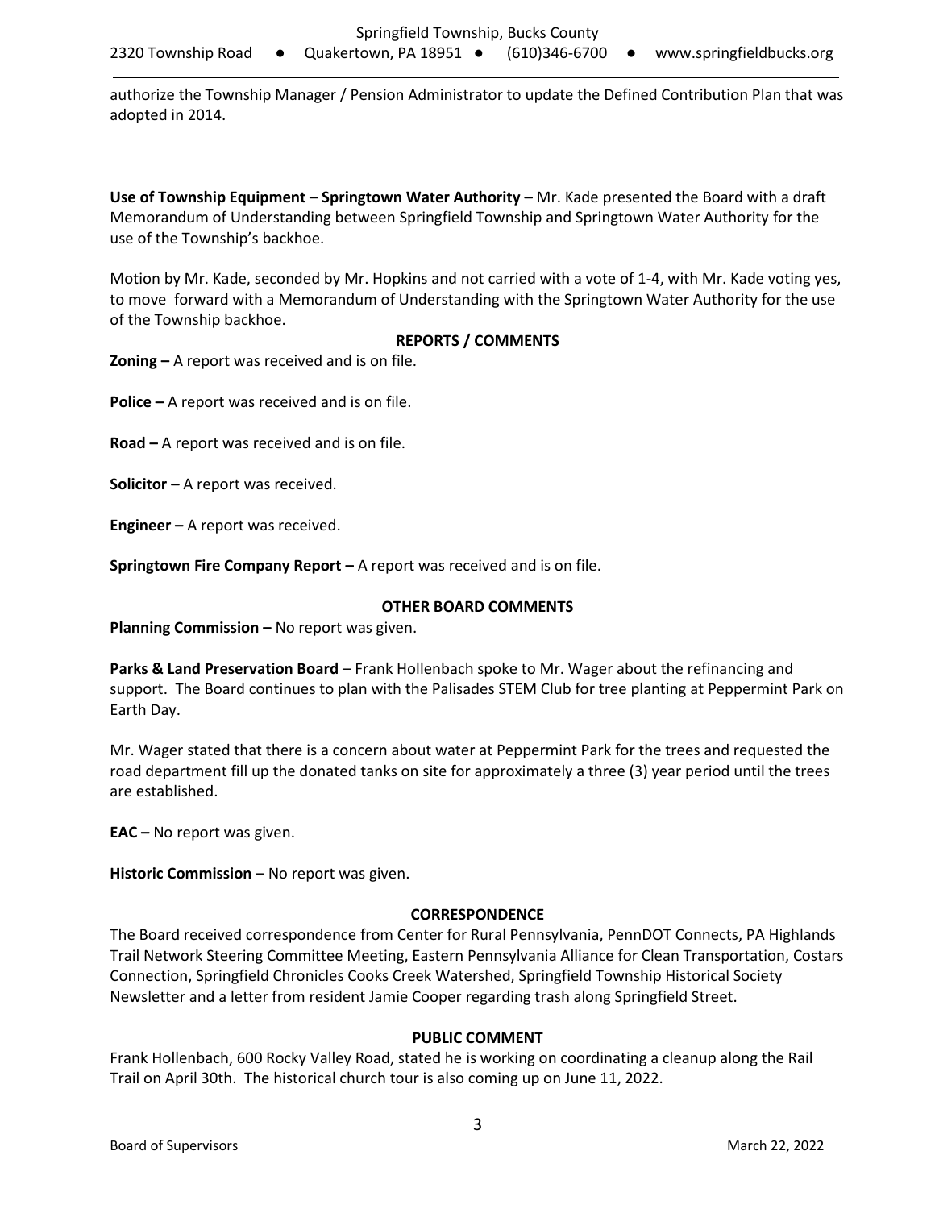authorize the Township Manager / Pension Administrator to update the Defined Contribution Plan that was adopted in 2014.

**Use of Township Equipment – Springtown Water Authority –** Mr. Kade presented the Board with a draft Memorandum of Understanding between Springfield Township and Springtown Water Authority for the use of the Township's backhoe.

Motion by Mr. Kade, seconded by Mr. Hopkins and not carried with a vote of 1-4, with Mr. Kade voting yes, to move forward with a Memorandum of Understanding with the Springtown Water Authority for the use of the Township backhoe.

## REPORTS / COMMENTS

**Zoning –** A report was received and is on file.

**Police –** A report was received and is on file.

**Road –** A report was received and is on file.

**Solicitor –** A report was received.

**Engineer –** A report was received.

**Springtown Fire Company Report –** A report was received and is on file.

## OTHER BOARD COMMENTS

**Planning Commission –** No report was given.

**Parks & Land Preservation Board** – Frank Hollenbach spoke to Mr. Wager about the refinancing and support. The Board continues to plan with the Palisades STEM Club for tree planting at Peppermint Park on Earth Day.

Mr. Wager stated that there is a concern about water at Peppermint Park for the trees and requested the road department fill up the donated tanks on site for approximately a three (3) year period until the trees are established.

**EAC –** No report was given.

**Historic Commission** – No report was given.

## CORRESPONDENCE

The Board received correspondence from Center for Rural Pennsylvania, PennDOT Connects, PA Highlands Trail Network Steering Committee Meeting, Eastern Pennsylvania Alliance for Clean Transportation, Costars Connection, Springfield Chronicles Cooks Creek Watershed, Springfield Township Historical Society Newsletter and a letter from resident Jamie Cooper regarding trash along Springfield Street.

## PUBLIC COMMENT

Frank Hollenbach, 600 Rocky Valley Road, stated he is working on coordinating a cleanup along the Rail Trail on April 30th. The historical church tour is also coming up on June 11, 2022.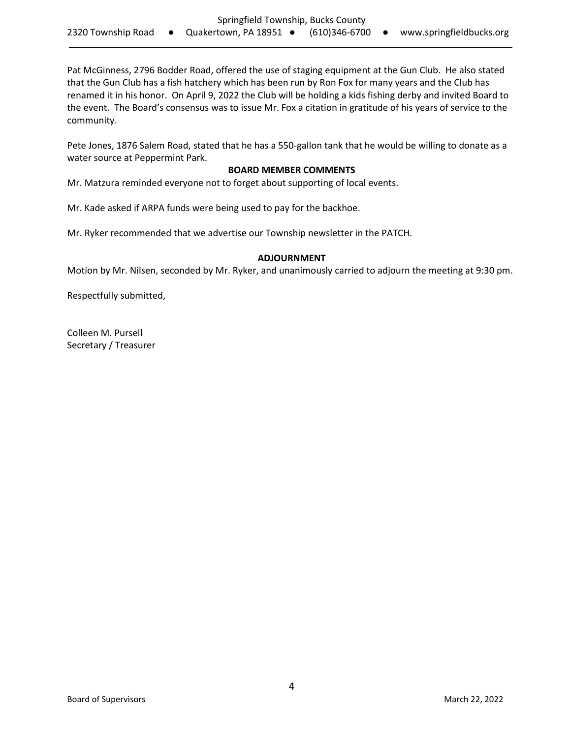Pat McGinness, 2796 Bodder Road, offered the use of staging equipment at the Gun Club. He also stated that the Gun Club has a fish hatchery which has been run by Ron Fox for many years and the Club has renamed it in his honor. On April 9, 2022 the Club will be holding a kids fishing derby and invited Board to the event. The Board's consensus was to issue Mr. Fox a citation in gratitude of his years of service to the community.

Pete Jones, 1876 Salem Road, stated that he has a 550-gallon tank that he would be willing to donate as a water source at Peppermint Park.

**BOARD MEMBER COMMENTS**

Mr. Matzura reminded everyone not to forget about supporting of local events.

Mr. Kade asked if ARPA funds were being used to pay for the backhoe.

Mr. Ryker recommended that we advertise our Township newsletter in the PATCH.

**ADJOURNMENT**

Motion by Mr. Nilsen, seconded by Mr. Ryker, and unanimously carried to adjourn the meeting at 9:30 pm.

Respectfully submitted,

Colleen M. Pursell
Secretary / Treasurer